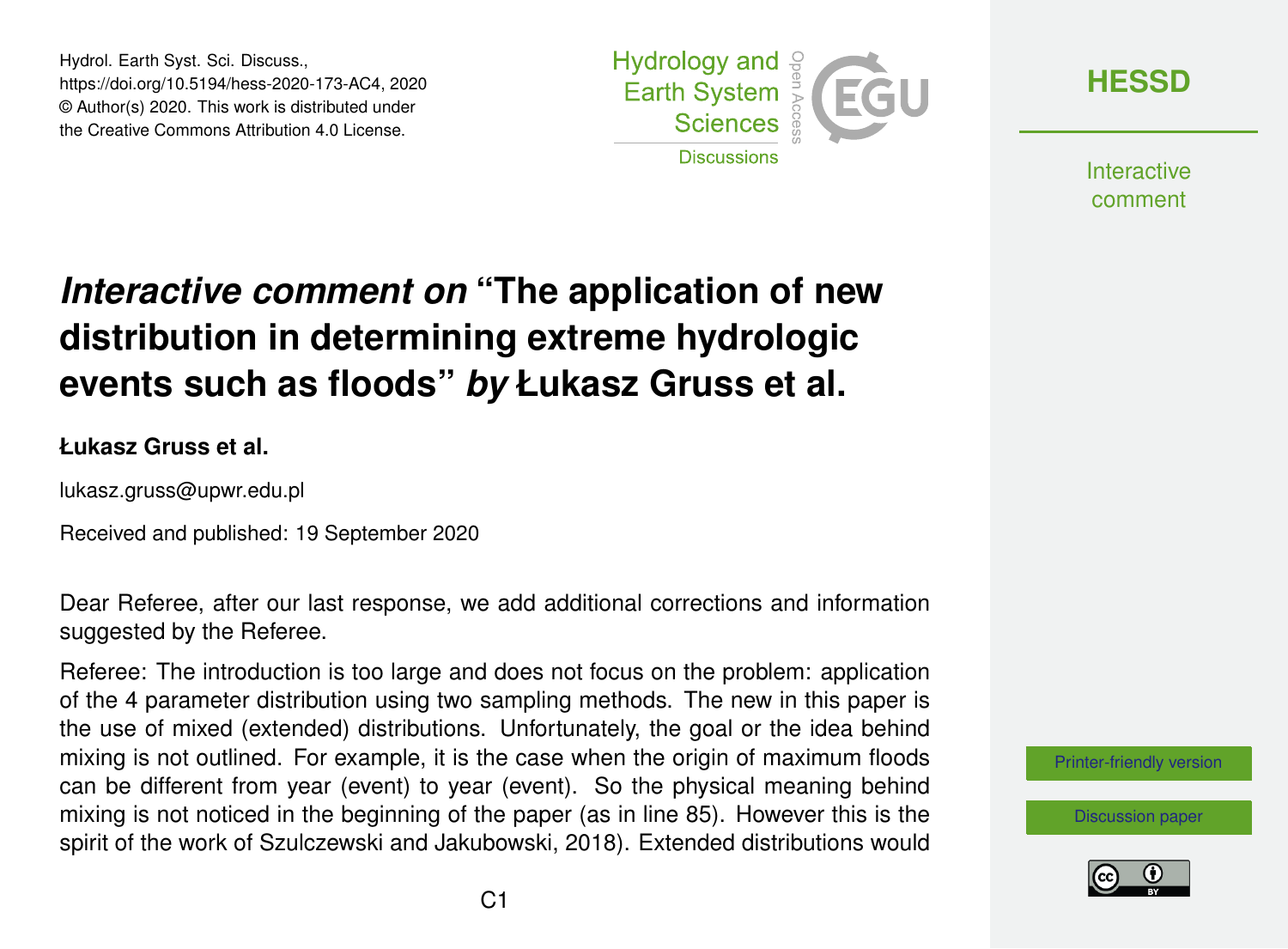# *Interactive comment on* "The application of new distribution in determining extreme hydrologic events such as floods" *by* Łukasz Gruss et al.

**Łukasz Gruss et al.**

lukasz.gruss@upwr.edu.pl

Received and published: 19 September 2020

Dear Referee, after our last response, we add additional corrections and information suggested by the Referee.

Referee: The introduction is too large and does not focus on the problem: application of the 4 parameter distribution using two sampling methods. The new in this paper is the use of mixed (extended) distributions. Unfortunately, the goal or the idea behind mixing is not outlined. For example, it is the case when the origin of maximum floods can be different from year (event) to year (event). So the physical meaning behind mixing is not noticed in the beginning of the paper (as in line 85). However this is the spirit of the work of Szulczewski and Jakubowski, 2018). Extended distributions would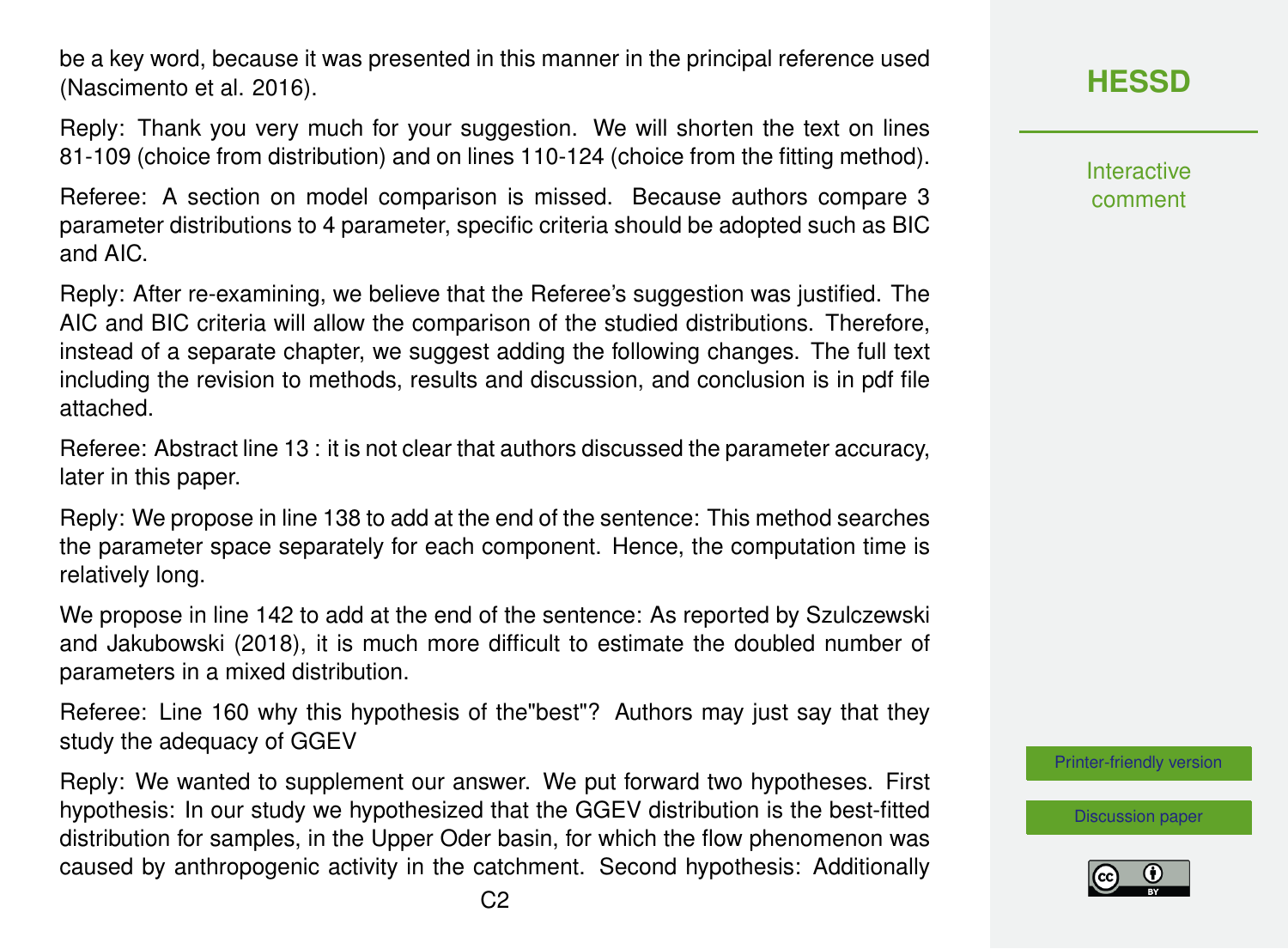be a key word, because it was presented in this manner in the principal reference used (Nascimento et al. 2016).

Reply: Thank you very much for your suggestion. We will shorten the text on lines 81-109 (choice from distribution) and on lines 110-124 (choice from the fitting method).

Referee: A section on model comparison is missed. Because authors compare 3 parameter distributions to 4 parameter, specific criteria should be adopted such as BIC and AIC.

Reply: After re-examining, we believe that the Referee's suggestion was justified. The AIC and BIC criteria will allow the comparison of the studied distributions. Therefore, instead of a separate chapter, we suggest adding the following changes. The full text including the revision to methods, results and discussion, and conclusion is in pdf file attached.

Referee: Abstract line 13 : it is not clear that authors discussed the parameter accuracy, later in this paper.

Reply: We propose in line 138 to add at the end of the sentence: This method searches the parameter space separately for each component. Hence, the computation time is relatively long.

We propose in line 142 to add at the end of the sentence: As reported by Szulczewski and Jakubowski (2018), it is much more difficult to estimate the doubled number of parameters in a mixed distribution.

Referee: Line 160 why this hypothesis of the"best"? Authors may just say that they study the adequacy of GGEV

Reply: We wanted to supplement our answer. We put forward two hypotheses. First hypothesis: In our study we hypothesized that the GGEV distribution is the best-fitted distribution for samples, in the Upper Oder basin, for which the flow phenomenon was caused by anthropogenic activity in the catchment. Second hypothesis: Additionally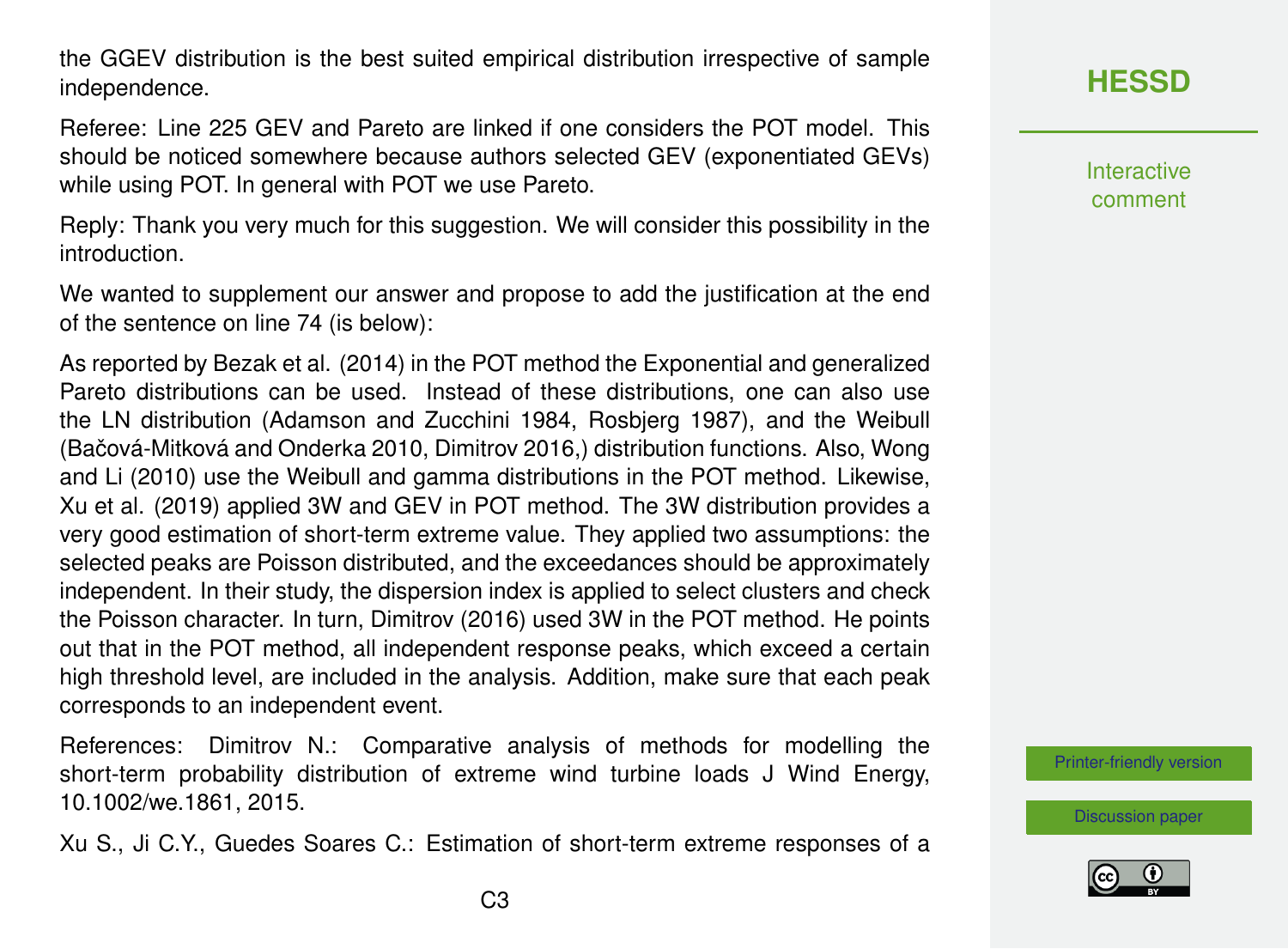the GGEV distribution is the best suited empirical distribution irrespective of sample independence.

Referee: Line 225 GEV and Pareto are linked if one considers the POT model. This should be noticed somewhere because authors selected GEV (exponentiated GEVs) while using POT. In general with POT we use Pareto.

Reply: Thank you very much for this suggestion. We will consider this possibility in the introduction.

We wanted to supplement our answer and propose to add the justification at the end of the sentence on line 74 (is below):

As reported by Bezak et al. (2014) in the POT method the Exponential and generalized Pareto distributions can be used. Instead of these distributions, one can also use the LN distribution (Adamson and Zucchini 1984, Rosbjerg 1987), and the Weibull (Bačová-Mitková and Onderka 2010, Dimitrov 2016,) distribution functions. Also, Wong and Li (2010) use the Weibull and gamma distributions in the POT method. Likewise, Xu et al. (2019) applied 3W and GEV in POT method. The 3W distribution provides a very good estimation of short-term extreme value. They applied two assumptions: the selected peaks are Poisson distributed, and the exceedances should be approximately independent. In their study, the dispersion index is applied to select clusters and check the Poisson character. In turn, Dimitrov (2016) used 3W in the POT method. He points out that in the POT method, all independent response peaks, which exceed a certain high threshold level, are included in the analysis. Addition, make sure that each peak corresponds to an independent event.

References: Dimitrov N.: Comparative analysis of methods for modelling the short-term probability distribution of extreme wind turbine loads J Wind Energy, 10.1002/we.1861, 2015.

Xu S., Ji C.Y., Guedes Soares C.: Estimation of short-term extreme responses of a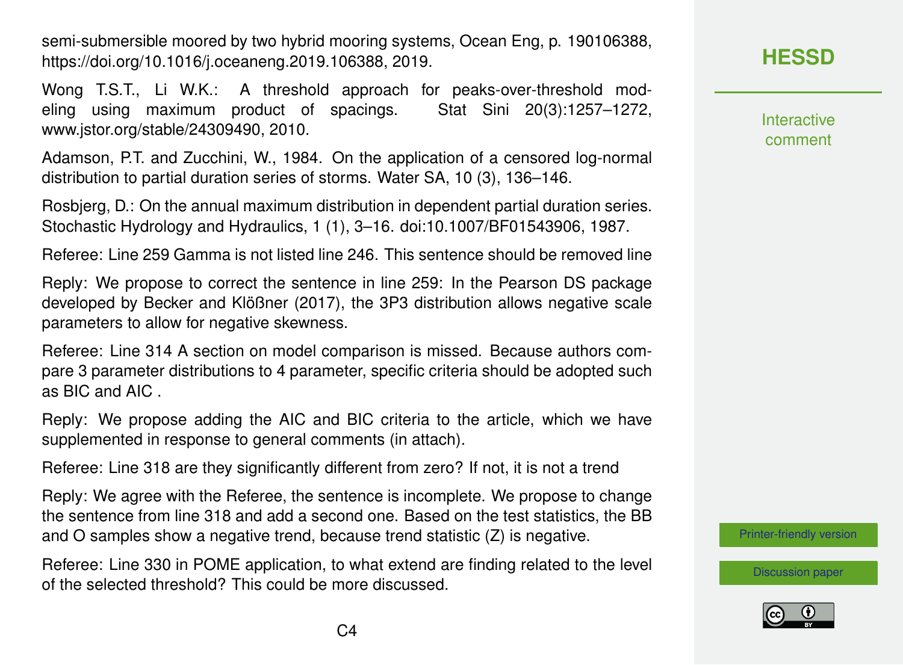semi-submersible moored by two hybrid mooring systems, Ocean Eng, p. 190106388, https://doi.org/10.1016/j.oceaneng.2019.106388, 2019.

Wong T.S.T., Li W.K.: A threshold approach for peaks-over-threshold modeling using maximum product of spacings. Stat Sini 20(3):1257–1272, www.jstor.org/stable/24309490, 2010.

Adamson, P.T. and Zucchini, W., 1984. On the application of a censored log-normal distribution to partial duration series of storms. Water SA, 10 (3), 136–146.

Rosbjerg, D.: On the annual maximum distribution in dependent partial duration series. Stochastic Hydrology and Hydraulics, 1 (1), 3–16. doi:10.1007/BF01543906, 1987.

Referee: Line 259 Gamma is not listed line 246. This sentence should be removed line

Reply: We propose to correct the sentence in line 259: In the Pearson DS package developed by Becker and Klößner (2017), the 3P3 distribution allows negative scale parameters to allow for negative skewness.

Referee: Line 314 A section on model comparison is missed. Because authors compare 3 parameter distributions to 4 parameter, specific criteria should be adopted such as BIC and AIC .

Reply: We propose adding the AIC and BIC criteria to the article, which we have supplemented in response to general comments (in attach).

Referee: Line 318 are they significantly different from zero? If not, it is not a trend

Reply: We agree with the Referee, the sentence is incomplete. We propose to change the sentence from line 318 and add a second one. Based on the test statistics, the BB and O samples show a negative trend, because trend statistic (Z) is negative.

Referee: Line 330 in POME application, to what extend are finding related to the level of the selected threshold? This could be more discussed.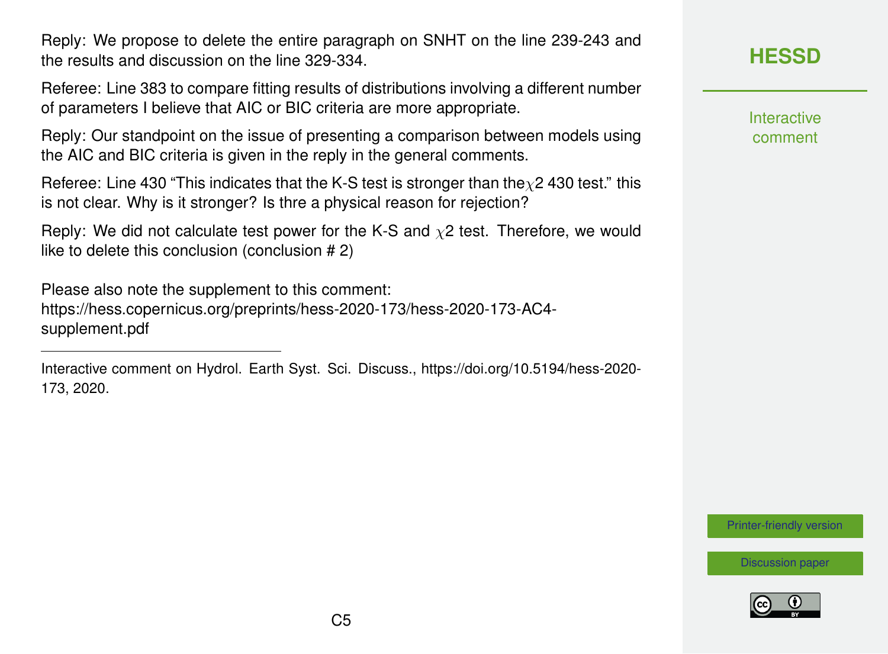Reply: We propose to delete the entire paragraph on SNHT on the line 239-243 and the results and discussion on the line 329-334.

Referee: Line 383 to compare fitting results of distributions involving a different number of parameters I believe that AIC or BIC criteria are more appropriate.

Reply: Our standpoint on the issue of presenting a comparison between models using the AIC and BIC criteria is given in the reply in the general comments.

Referee: Line 430 "This indicates that the K-S test is stronger than the$\chi$2 430 test." this is not clear. Why is it stronger? Is thre a physical reason for rejection?

Reply: We did not calculate test power for the K-S and $\chi$2 test. Therefore, we would like to delete this conclusion (conclusion # 2)

Please also note the supplement to this comment:
https://hess.copernicus.org/preprints/hess-2020-173/hess-2020-173-AC4-supplement.pdf

---

Interactive comment on Hydrol. Earth Syst. Sci. Discuss., https://doi.org/10.5194/hess-2020-173, 2020.